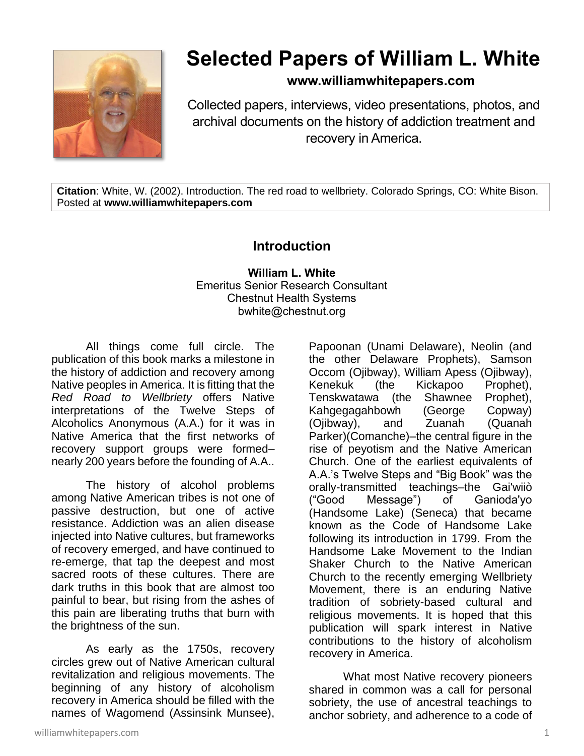# Selected Papers of William L. White

**www.williamwhitepapers.com**

Collected papers, interviews, video presentations, photos, and archival documents on the history of addiction treatment and recovery in America.

**Citation**: White, W. (2002). Introduction. The red road to wellbriety. Colorado Springs, CO: White Bison. Posted at **www.williamwhitepapers.com**

## Introduction

**William L. White**
Emeritus Senior Research Consultant
Chestnut Health Systems
bwhite@chestnut.org

All things come full circle. The publication of this book marks a milestone in the history of addiction and recovery among Native peoples in America. It is fitting that the *Red Road to Wellbriety* offers Native interpretations of the Twelve Steps of Alcoholics Anonymous (A.A.) for it was in Native America that the first networks of recovery support groups were formed–nearly 200 years before the founding of A.A..

The history of alcohol problems among Native American tribes is not one of passive destruction, but one of active resistance. Addiction was an alien disease injected into Native cultures, but frameworks of recovery emerged, and have continued to re-emerge, that tap the deepest and most sacred roots of these cultures. There are dark truths in this book that are almost too painful to bear, but rising from the ashes of this pain are liberating truths that burn with the brightness of the sun.

As early as the 1750s, recovery circles grew out of Native American cultural revitalization and religious movements. The beginning of any history of alcoholism recovery in America should be filled with the names of Wagomend (Assinsink Munsee), Papoonan (Unami Delaware), Neolin (and the other Delaware Prophets), Samson Occom (Ojibway), William Apess (Ojibway), Kenekuk (the Kickapoo Prophet), Tenskwatawa (the Shawnee Prophet), Kahgegagahbowh (George Copway) (Ojibway), and Zuanah (Quanah Parker)(Comanche)–the central figure in the rise of peyotism and the Native American Church. One of the earliest equivalents of A.A.'s Twelve Steps and "Big Book" was the orally-transmitted teachings–the Gai'wiiò ("Good Message") of Ganioda'yo (Handsome Lake) (Seneca) that became known as the Code of Handsome Lake following its introduction in 1799. From the Handsome Lake Movement to the Indian Shaker Church to the Native American Church to the recently emerging Wellbriety Movement, there is an enduring Native tradition of sobriety-based cultural and religious movements. It is hoped that this publication will spark interest in Native contributions to the history of alcoholism recovery in America.

What most Native recovery pioneers shared in common was a call for personal sobriety, the use of ancestral teachings to anchor sobriety, and adherence to a code of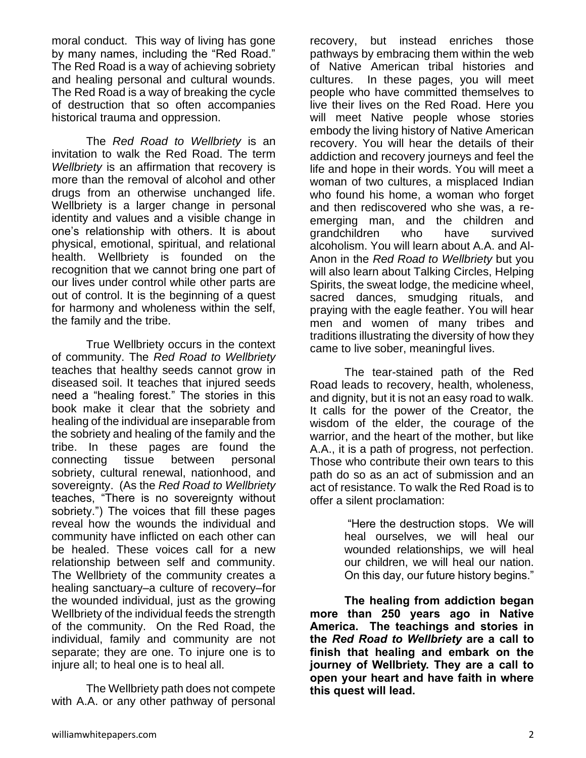moral conduct. This way of living has gone by many names, including the "Red Road." The Red Road is a way of achieving sobriety and healing personal and cultural wounds. The Red Road is a way of breaking the cycle of destruction that so often accompanies historical trauma and oppression.

The *Red Road to Wellbriety* is an invitation to walk the Red Road. The term *Wellbriety* is an affirmation that recovery is more than the removal of alcohol and other drugs from an otherwise unchanged life. Wellbriety is a larger change in personal identity and values and a visible change in one's relationship with others. It is about physical, emotional, spiritual, and relational health. Wellbriety is founded on the recognition that we cannot bring one part of our lives under control while other parts are out of control. It is the beginning of a quest for harmony and wholeness within the self, the family and the tribe.

True Wellbriety occurs in the context of community. The *Red Road to Wellbriety* teaches that healthy seeds cannot grow in diseased soil. It teaches that injured seeds need a "healing forest." The stories in this book make it clear that the sobriety and healing of the individual are inseparable from the sobriety and healing of the family and the tribe. In these pages are found the connecting tissue between personal sobriety, cultural renewal, nationhood, and sovereignty. (As the *Red Road to Wellbriety* teaches, "There is no sovereignty without sobriety.") The voices that fill these pages reveal how the wounds the individual and community have inflicted on each other can be healed. These voices call for a new relationship between self and community. The Wellbriety of the community creates a healing sanctuary–a culture of recovery–for the wounded individual, just as the growing Wellbriety of the individual feeds the strength of the community. On the Red Road, the individual, family and community are not separate; they are one. To injure one is to injure all; to heal one is to heal all.

The Wellbriety path does not compete with A.A. or any other pathway of personal recovery, but instead enriches those pathways by embracing them within the web of Native American tribal histories and cultures. In these pages, you will meet people who have committed themselves to live their lives on the Red Road. Here you will meet Native people whose stories embody the living history of Native American recovery. You will hear the details of their addiction and recovery journeys and feel the life and hope in their words. You will meet a woman of two cultures, a misplaced Indian who found his home, a woman who forget and then rediscovered who she was, a re-emerging man, and the children and grandchildren who have survived alcoholism. You will learn about A.A. and Al-Anon in the *Red Road to Wellbriety* but you will also learn about Talking Circles, Helping Spirits, the sweat lodge, the medicine wheel, sacred dances, smudging rituals, and praying with the eagle feather. You will hear men and women of many tribes and traditions illustrating the diversity of how they came to live sober, meaningful lives.

The tear-stained path of the Red Road leads to recovery, health, wholeness, and dignity, but it is not an easy road to walk. It calls for the power of the Creator, the wisdom of the elder, the courage of the warrior, and the heart of the mother, but like A.A., it is a path of progress, not perfection. Those who contribute their own tears to this path do so as an act of submission and an act of resistance. To walk the Red Road is to offer a silent proclamation:

> "Here the destruction stops. We will heal ourselves, we will heal our wounded relationships, we will heal our children, we will heal our nation. On this day, our future history begins."

**The healing from addiction began more than 250 years ago in Native America. The teachings and stories in the *Red Road to Wellbriety* are a call to finish that healing and embark on the journey of Wellbriety. They are a call to open your heart and have faith in where this quest will lead.**